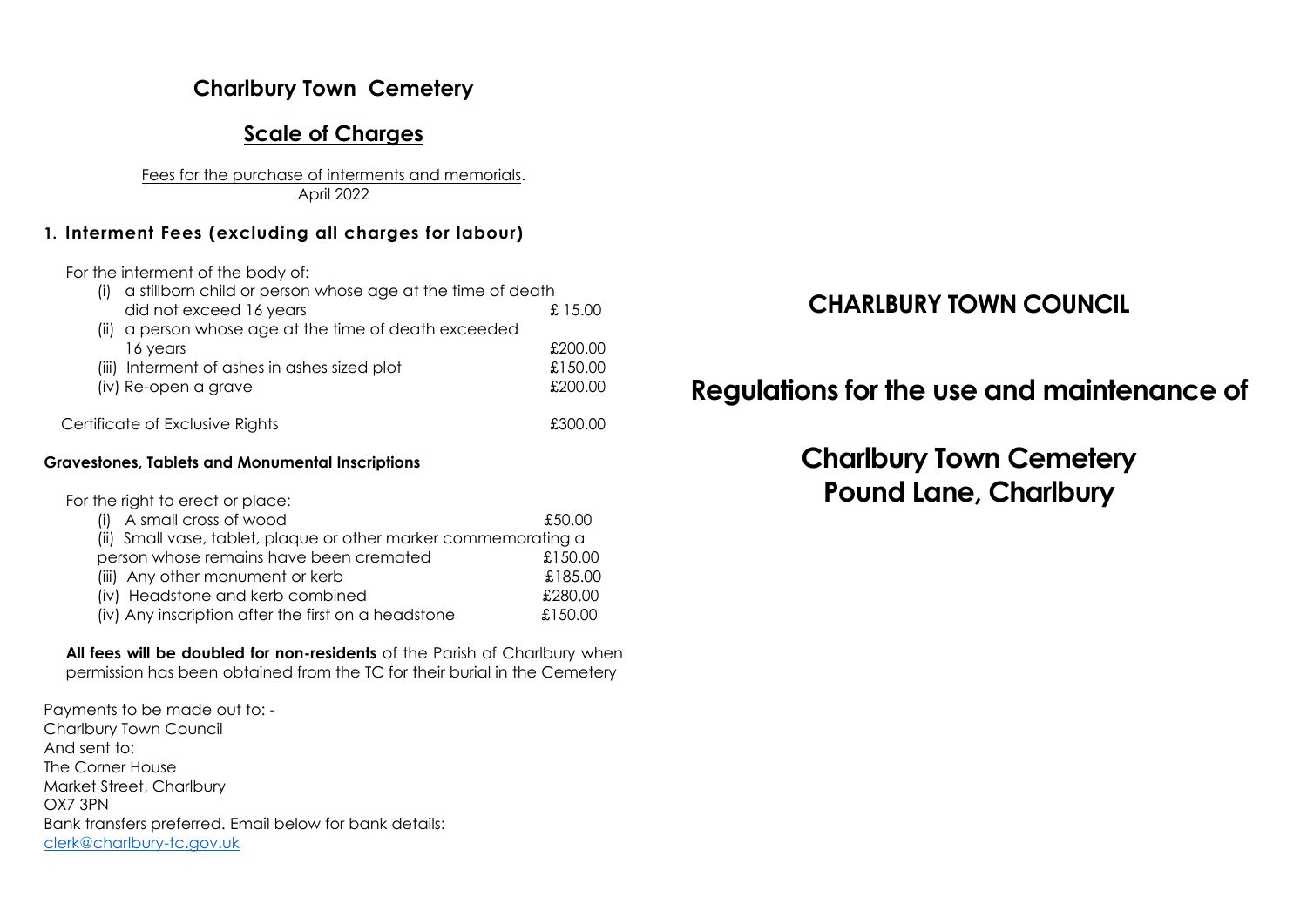# Charlbury Town Cemetery

## Scale of Charges

Fees for the purchase of interments and memorials.
April 2022

### 1. Interment Fees (excluding all charges for labour)

For the interment of the body of:

| | |
|---|---|
| (i) a stillborn child or person whose age at the time of death did not exceed 16 years | £ 15.00 |
| (ii) a person whose age at the time of death exceeded 16 years | £200.00 |
| (iii) Interment of ashes in ashes sized plot | £150.00 |
| (iv) Re-open a grave | £200.00 |
| Certificate of Exclusive Rights | £300.00 |

### Gravestones, Tablets and Monumental Inscriptions

For the right to erect or place:

| | |
|---|---|
| (i) A small cross of wood | £50.00 |
| (ii) Small vase, tablet, plaque or other marker commemorating a person whose remains have been cremated | £150.00 |
| (iii) Any other monument or kerb | £185.00 |
| (iv) Headstone and kerb combined | £280.00 |
| (iv) Any inscription after the first on a headstone | £150.00 |

**All fees will be doubled for non-residents** of the Parish of Charlbury when permission has been obtained from the TC for their burial in the Cemetery

Payments to be made out to: -
Charlbury Town Council
And sent to:
The Corner House
Market Street, Charlbury
OX7 3PN
Bank transfers preferred. Email below for bank details:
clerk@charlbury-tc.gov.uk

# CHARLBURY TOWN COUNCIL

# Regulations for the use and maintenance of

# Charlbury Town Cemetery Pound Lane, Charlbury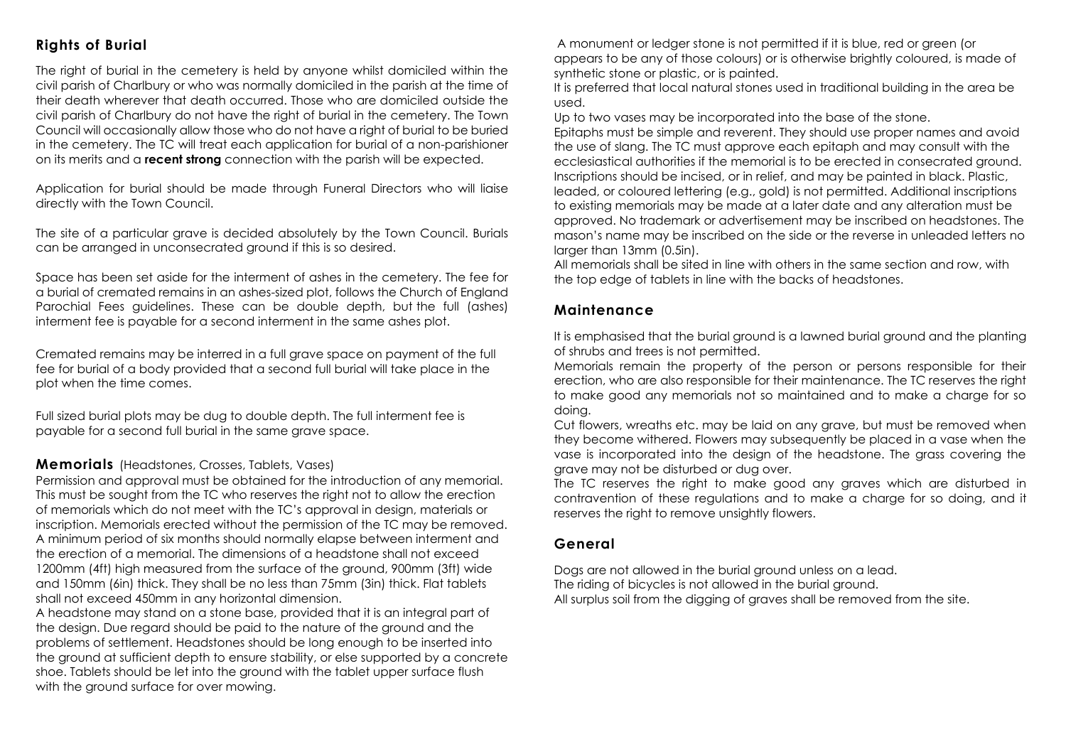## Rights of Burial

The right of burial in the cemetery is held by anyone whilst domiciled within the civil parish of Charlbury or who was normally domiciled in the parish at the time of their death wherever that death occurred. Those who are domiciled outside the civil parish of Charlbury do not have the right of burial in the cemetery. The Town Council will occasionally allow those who do not have a right of burial to be buried in the cemetery. The TC will treat each application for burial of a non-parishioner on its merits and a **recent strong** connection with the parish will be expected.

Application for burial should be made through Funeral Directors who will liaise directly with the Town Council.

The site of a particular grave is decided absolutely by the Town Council. Burials can be arranged in unconsecrated ground if this is so desired.

Space has been set aside for the interment of ashes in the cemetery. The fee for a burial of cremated remains in an ashes-sized plot, follows the Church of England Parochial Fees guidelines. These can be double depth, but the full (ashes) interment fee is payable for a second interment in the same ashes plot.

Cremated remains may be interred in a full grave space on payment of the full fee for burial of a body provided that a second full burial will take place in the plot when the time comes.

Full sized burial plots may be dug to double depth. The full interment fee is payable for a second full burial in the same grave space.

## Memorials (Headstones, Crosses, Tablets, Vases)

Permission and approval must be obtained for the introduction of any memorial. This must be sought from the TC who reserves the right not to allow the erection of memorials which do not meet with the TC's approval in design, materials or inscription. Memorials erected without the permission of the TC may be removed. A minimum period of six months should normally elapse between interment and the erection of a memorial. The dimensions of a headstone shall not exceed 1200mm (4ft) high measured from the surface of the ground, 900mm (3ft) wide and 150mm (6in) thick. They shall be no less than 75mm (3in) thick. Flat tablets shall not exceed 450mm in any horizontal dimension.

A headstone may stand on a stone base, provided that it is an integral part of the design. Due regard should be paid to the nature of the ground and the problems of settlement. Headstones should be long enough to be inserted into the ground at sufficient depth to ensure stability, or else supported by a concrete shoe. Tablets should be let into the ground with the tablet upper surface flush with the ground surface for over mowing.

A monument or ledger stone is not permitted if it is blue, red or green (or appears to be any of those colours) or is otherwise brightly coloured, is made of synthetic stone or plastic, or is painted.

It is preferred that local natural stones used in traditional building in the area be used.

Up to two vases may be incorporated into the base of the stone.

Epitaphs must be simple and reverent. They should use proper names and avoid the use of slang. The TC must approve each epitaph and may consult with the ecclesiastical authorities if the memorial is to be erected in consecrated ground. Inscriptions should be incised, or in relief, and may be painted in black. Plastic, leaded, or coloured lettering (e.g., gold) is not permitted. Additional inscriptions to existing memorials may be made at a later date and any alteration must be approved. No trademark or advertisement may be inscribed on headstones. The mason's name may be inscribed on the side or the reverse in unleaded letters no larger than 13mm (0.5in).

All memorials shall be sited in line with others in the same section and row, with the top edge of tablets in line with the backs of headstones.

## Maintenance

It is emphasised that the burial ground is a lawned burial ground and the planting of shrubs and trees is not permitted.

Memorials remain the property of the person or persons responsible for their erection, who are also responsible for their maintenance. The TC reserves the right to make good any memorials not so maintained and to make a charge for so doing.

Cut flowers, wreaths etc. may be laid on any grave, but must be removed when they become withered. Flowers may subsequently be placed in a vase when the vase is incorporated into the design of the headstone. The grass covering the grave may not be disturbed or dug over.

The TC reserves the right to make good any graves which are disturbed in contravention of these regulations and to make a charge for so doing, and it reserves the right to remove unsightly flowers.

## General

Dogs are not allowed in the burial ground unless on a lead.

The riding of bicycles is not allowed in the burial ground.

All surplus soil from the digging of graves shall be removed from the site.